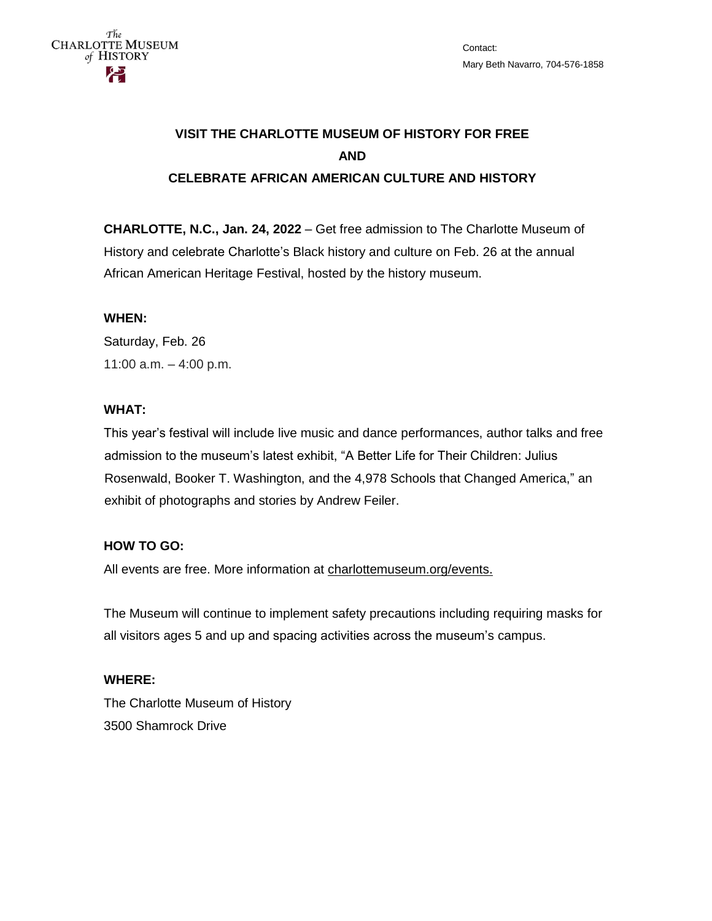The CHARLOTTE MUSEUM of HISTORY

Contact:
Mary Beth Navarro, 704-576-1858

# VISIT THE CHARLOTTE MUSEUM OF HISTORY FOR FREE AND CELEBRATE AFRICAN AMERICAN CULTURE AND HISTORY

**CHARLOTTE, N.C., Jan. 24, 2022** – Get free admission to The Charlotte Museum of History and celebrate Charlotte's Black history and culture on Feb. 26 at the annual African American Heritage Festival, hosted by the history museum.

**WHEN:**

Saturday, Feb. 26
11:00 a.m. – 4:00 p.m.

**WHAT:**

This year's festival will include live music and dance performances, author talks and free admission to the museum's latest exhibit, "A Better Life for Their Children: Julius Rosenwald, Booker T. Washington, and the 4,978 Schools that Changed America," an exhibit of photographs and stories by Andrew Feiler.

**HOW TO GO:**

All events are free. More information at charlottemuseum.org/events.

The Museum will continue to implement safety precautions including requiring masks for all visitors ages 5 and up and spacing activities across the museum's campus.

**WHERE:**

The Charlotte Museum of History
3500 Shamrock Drive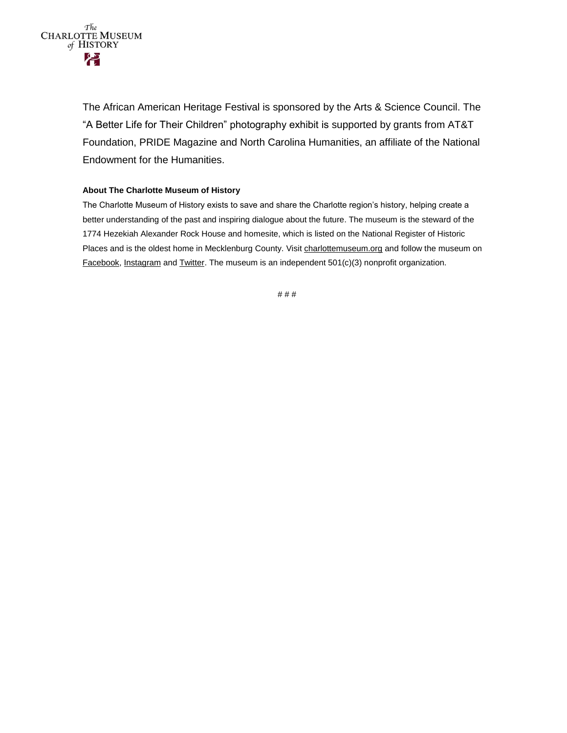The African American Heritage Festival is sponsored by the Arts & Science Council. The "A Better Life for Their Children" photography exhibit is supported by grants from AT&T Foundation, PRIDE Magazine and North Carolina Humanities, an affiliate of the National Endowment for the Humanities.

**About The Charlotte Museum of History**

The Charlotte Museum of History exists to save and share the Charlotte region's history, helping create a better understanding of the past and inspiring dialogue about the future. The museum is the steward of the 1774 Hezekiah Alexander Rock House and homesite, which is listed on the National Register of Historic Places and is the oldest home in Mecklenburg County. Visit charlottemuseum.org and follow the museum on Facebook, Instagram and Twitter. The museum is an independent 501(c)(3) nonprofit organization.

# # #